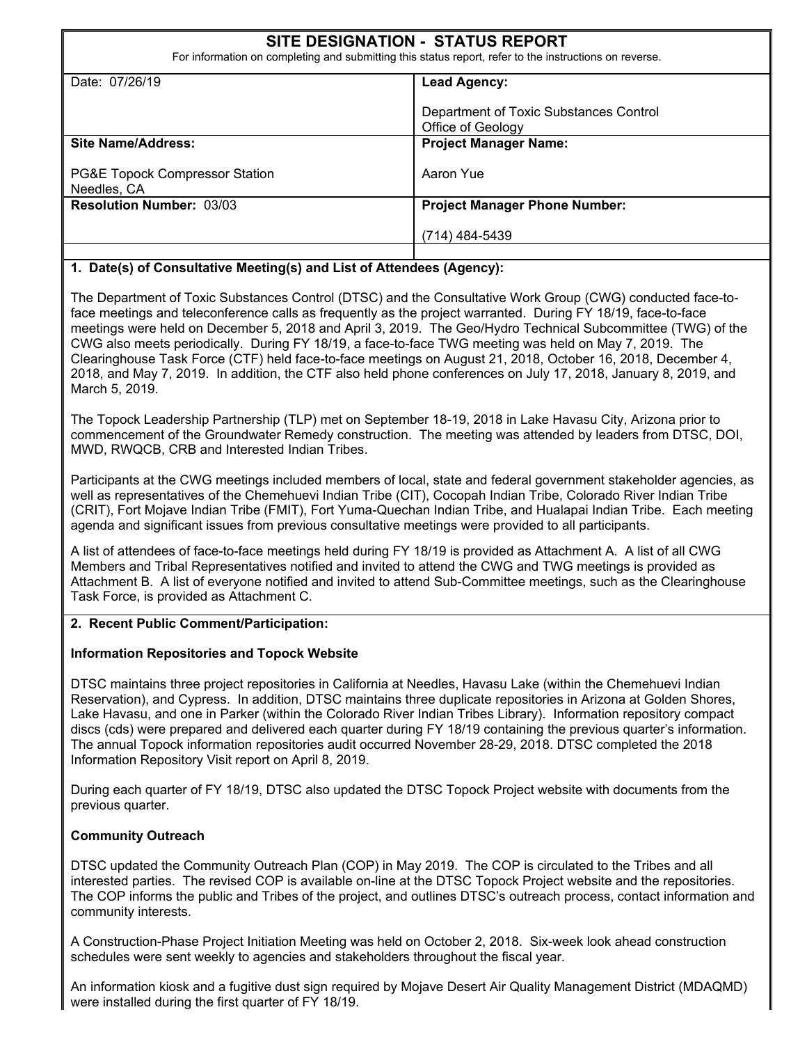# SITE DESIGNATION - STATUS REPORT

For information on completing and submitting this status report, refer to the instructions on reverse.

| Date: 07/26/19 | **Lead Agency:** Department of Toxic Substances Control Office of Geology |
| --- | --- |
| **Site Name/Address:** PG&E Topock Compressor Station Needles, CA | **Project Manager Name:** Aaron Yue |
| **Resolution Number:** 03/03 | **Project Manager Phone Number:** (714) 484-5439 |

## 1. Date(s) of Consultative Meeting(s) and List of Attendees (Agency):

The Department of Toxic Substances Control (DTSC) and the Consultative Work Group (CWG) conducted face-to-face meetings and teleconference calls as frequently as the project warranted. During FY 18/19, face-to-face meetings were held on December 5, 2018 and April 3, 2019. The Geo/Hydro Technical Subcommittee (TWG) of the CWG also meets periodically. During FY 18/19, a face-to-face TWG meeting was held on May 7, 2019. The Clearinghouse Task Force (CTF) held face-to-face meetings on August 21, 2018, October 16, 2018, December 4, 2018, and May 7, 2019. In addition, the CTF also held phone conferences on July 17, 2018, January 8, 2019, and March 5, 2019.

The Topock Leadership Partnership (TLP) met on September 18-19, 2018 in Lake Havasu City, Arizona prior to commencement of the Groundwater Remedy construction. The meeting was attended by leaders from DTSC, DOI, MWD, RWQCB, CRB and Interested Indian Tribes.

Participants at the CWG meetings included members of local, state and federal government stakeholder agencies, as well as representatives of the Chemehuevi Indian Tribe (CIT), Cocopah Indian Tribe, Colorado River Indian Tribe (CRIT), Fort Mojave Indian Tribe (FMIT), Fort Yuma-Quechan Indian Tribe, and Hualapai Indian Tribe. Each meeting agenda and significant issues from previous consultative meetings were provided to all participants.

A list of attendees of face-to-face meetings held during FY 18/19 is provided as Attachment A. A list of all CWG Members and Tribal Representatives notified and invited to attend the CWG and TWG meetings is provided as Attachment B. A list of everyone notified and invited to attend Sub-Committee meetings, such as the Clearinghouse Task Force, is provided as Attachment C.

## 2. Recent Public Comment/Participation:

### Information Repositories and Topock Website

DTSC maintains three project repositories in California at Needles, Havasu Lake (within the Chemehuevi Indian Reservation), and Cypress. In addition, DTSC maintains three duplicate repositories in Arizona at Golden Shores, Lake Havasu, and one in Parker (within the Colorado River Indian Tribes Library). Information repository compact discs (cds) were prepared and delivered each quarter during FY 18/19 containing the previous quarter's information. The annual Topock information repositories audit occurred November 28-29, 2018. DTSC completed the 2018 Information Repository Visit report on April 8, 2019.

During each quarter of FY 18/19, DTSC also updated the DTSC Topock Project website with documents from the previous quarter.

### Community Outreach

DTSC updated the Community Outreach Plan (COP) in May 2019. The COP is circulated to the Tribes and all interested parties. The revised COP is available on-line at the DTSC Topock Project website and the repositories. The COP informs the public and Tribes of the project, and outlines DTSC's outreach process, contact information and community interests.

A Construction-Phase Project Initiation Meeting was held on October 2, 2018. Six-week look ahead construction schedules were sent weekly to agencies and stakeholders throughout the fiscal year.

An information kiosk and a fugitive dust sign required by Mojave Desert Air Quality Management District (MDAQMD) were installed during the first quarter of FY 18/19.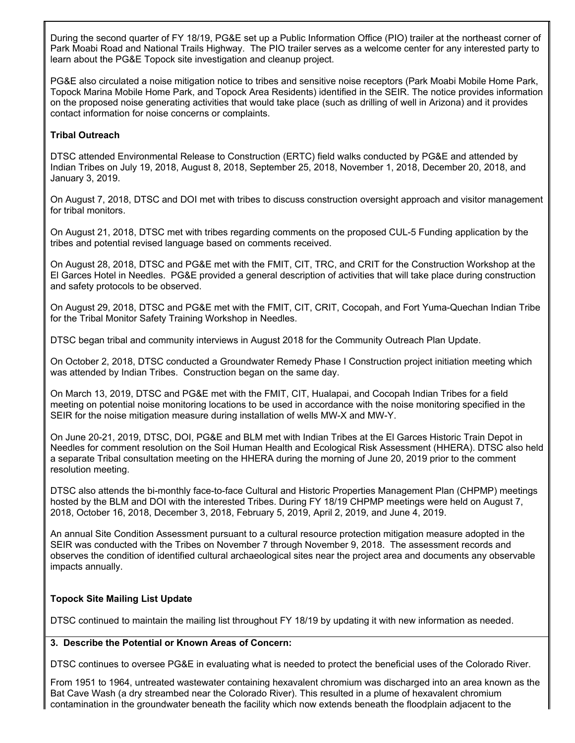During the second quarter of FY 18/19, PG&E set up a Public Information Office (PIO) trailer at the northeast corner of Park Moabi Road and National Trails Highway. The PIO trailer serves as a welcome center for any interested party to learn about the PG&E Topock site investigation and cleanup project.

PG&E also circulated a noise mitigation notice to tribes and sensitive noise receptors (Park Moabi Mobile Home Park, Topock Marina Mobile Home Park, and Topock Area Residents) identified in the SEIR. The notice provides information on the proposed noise generating activities that would take place (such as drilling of well in Arizona) and it provides contact information for noise concerns or complaints.

**Tribal Outreach**

DTSC attended Environmental Release to Construction (ERTC) field walks conducted by PG&E and attended by Indian Tribes on July 19, 2018, August 8, 2018, September 25, 2018, November 1, 2018, December 20, 2018, and January 3, 2019.

On August 7, 2018, DTSC and DOI met with tribes to discuss construction oversight approach and visitor management for tribal monitors.

On August 21, 2018, DTSC met with tribes regarding comments on the proposed CUL-5 Funding application by the tribes and potential revised language based on comments received.

On August 28, 2018, DTSC and PG&E met with the FMIT, CIT, TRC, and CRIT for the Construction Workshop at the El Garces Hotel in Needles. PG&E provided a general description of activities that will take place during construction and safety protocols to be observed.

On August 29, 2018, DTSC and PG&E met with the FMIT, CIT, CRIT, Cocopah, and Fort Yuma-Quechan Indian Tribe for the Tribal Monitor Safety Training Workshop in Needles.

DTSC began tribal and community interviews in August 2018 for the Community Outreach Plan Update.

On October 2, 2018, DTSC conducted a Groundwater Remedy Phase I Construction project initiation meeting which was attended by Indian Tribes. Construction began on the same day.

On March 13, 2019, DTSC and PG&E met with the FMIT, CIT, Hualapai, and Cocopah Indian Tribes for a field meeting on potential noise monitoring locations to be used in accordance with the noise monitoring specified in the SEIR for the noise mitigation measure during installation of wells MW-X and MW-Y.

On June 20-21, 2019, DTSC, DOI, PG&E and BLM met with Indian Tribes at the El Garces Historic Train Depot in Needles for comment resolution on the Soil Human Health and Ecological Risk Assessment (HHERA). DTSC also held a separate Tribal consultation meeting on the HHERA during the morning of June 20, 2019 prior to the comment resolution meeting.

DTSC also attends the bi-monthly face-to-face Cultural and Historic Properties Management Plan (CHPMP) meetings hosted by the BLM and DOI with the interested Tribes. During FY 18/19 CHPMP meetings were held on August 7, 2018, October 16, 2018, December 3, 2018, February 5, 2019, April 2, 2019, and June 4, 2019.

An annual Site Condition Assessment pursuant to a cultural resource protection mitigation measure adopted in the SEIR was conducted with the Tribes on November 7 through November 9, 2018. The assessment records and observes the condition of identified cultural archaeological sites near the project area and documents any observable impacts annually.

**Topock Site Mailing List Update**

DTSC continued to maintain the mailing list throughout FY 18/19 by updating it with new information as needed.

**3. Describe the Potential or Known Areas of Concern:**

DTSC continues to oversee PG&E in evaluating what is needed to protect the beneficial uses of the Colorado River.

From 1951 to 1964, untreated wastewater containing hexavalent chromium was discharged into an area known as the Bat Cave Wash (a dry streambed near the Colorado River). This resulted in a plume of hexavalent chromium contamination in the groundwater beneath the facility which now extends beneath the floodplain adjacent to the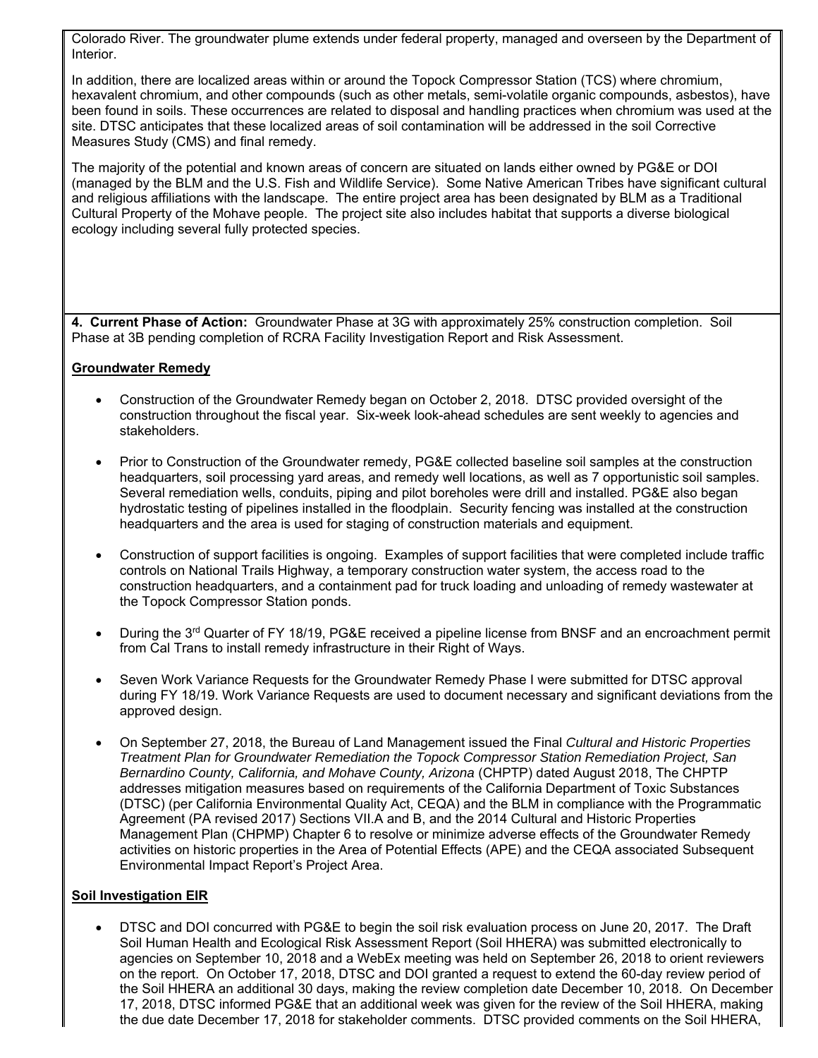Colorado River. The groundwater plume extends under federal property, managed and overseen by the Department of Interior.

In addition, there are localized areas within or around the Topock Compressor Station (TCS) where chromium, hexavalent chromium, and other compounds (such as other metals, semi-volatile organic compounds, asbestos), have been found in soils. These occurrences are related to disposal and handling practices when chromium was used at the site. DTSC anticipates that these localized areas of soil contamination will be addressed in the soil Corrective Measures Study (CMS) and final remedy.

The majority of the potential and known areas of concern are situated on lands either owned by PG&E or DOI (managed by the BLM and the U.S. Fish and Wildlife Service). Some Native American Tribes have significant cultural and religious affiliations with the landscape. The entire project area has been designated by BLM as a Traditional Cultural Property of the Mohave people. The project site also includes habitat that supports a diverse biological ecology including several fully protected species.

**4. Current Phase of Action:** Groundwater Phase at 3G with approximately 25% construction completion. Soil Phase at 3B pending completion of RCRA Facility Investigation Report and Risk Assessment.

**Groundwater Remedy**

- Construction of the Groundwater Remedy began on October 2, 2018. DTSC provided oversight of the construction throughout the fiscal year. Six-week look-ahead schedules are sent weekly to agencies and stakeholders.

- Prior to Construction of the Groundwater remedy, PG&E collected baseline soil samples at the construction headquarters, soil processing yard areas, and remedy well locations, as well as 7 opportunistic soil samples. Several remediation wells, conduits, piping and pilot boreholes were drill and installed. PG&E also began hydrostatic testing of pipelines installed in the floodplain. Security fencing was installed at the construction headquarters and the area is used for staging of construction materials and equipment.

- Construction of support facilities is ongoing. Examples of support facilities that were completed include traffic controls on National Trails Highway, a temporary construction water system, the access road to the construction headquarters, and a containment pad for truck loading and unloading of remedy wastewater at the Topock Compressor Station ponds.

- During the 3rd Quarter of FY 18/19, PG&E received a pipeline license from BNSF and an encroachment permit from Cal Trans to install remedy infrastructure in their Right of Ways.

- Seven Work Variance Requests for the Groundwater Remedy Phase I were submitted for DTSC approval during FY 18/19. Work Variance Requests are used to document necessary and significant deviations from the approved design.

- On September 27, 2018, the Bureau of Land Management issued the Final *Cultural and Historic Properties Treatment Plan for Groundwater Remediation the Topock Compressor Station Remediation Project, San Bernardino County, California, and Mohave County, Arizona* (CHPTP) dated August 2018, The CHPTP addresses mitigation measures based on requirements of the California Department of Toxic Substances (DTSC) (per California Environmental Quality Act, CEQA) and the BLM in compliance with the Programmatic Agreement (PA revised 2017) Sections VII.A and B, and the 2014 Cultural and Historic Properties Management Plan (CHPMP) Chapter 6 to resolve or minimize adverse effects of the Groundwater Remedy activities on historic properties in the Area of Potential Effects (APE) and the CEQA associated Subsequent Environmental Impact Report's Project Area.

**Soil Investigation EIR**

- DTSC and DOI concurred with PG&E to begin the soil risk evaluation process on June 20, 2017. The Draft Soil Human Health and Ecological Risk Assessment Report (Soil HHERA) was submitted electronically to agencies on September 10, 2018 and a WebEx meeting was held on September 26, 2018 to orient reviewers on the report. On October 17, 2018, DTSC and DOI granted a request to extend the 60-day review period of the Soil HHERA an additional 30 days, making the review completion date December 10, 2018. On December 17, 2018, DTSC informed PG&E that an additional week was given for the review of the Soil HHERA, making the due date December 17, 2018 for stakeholder comments. DTSC provided comments on the Soil HHERA,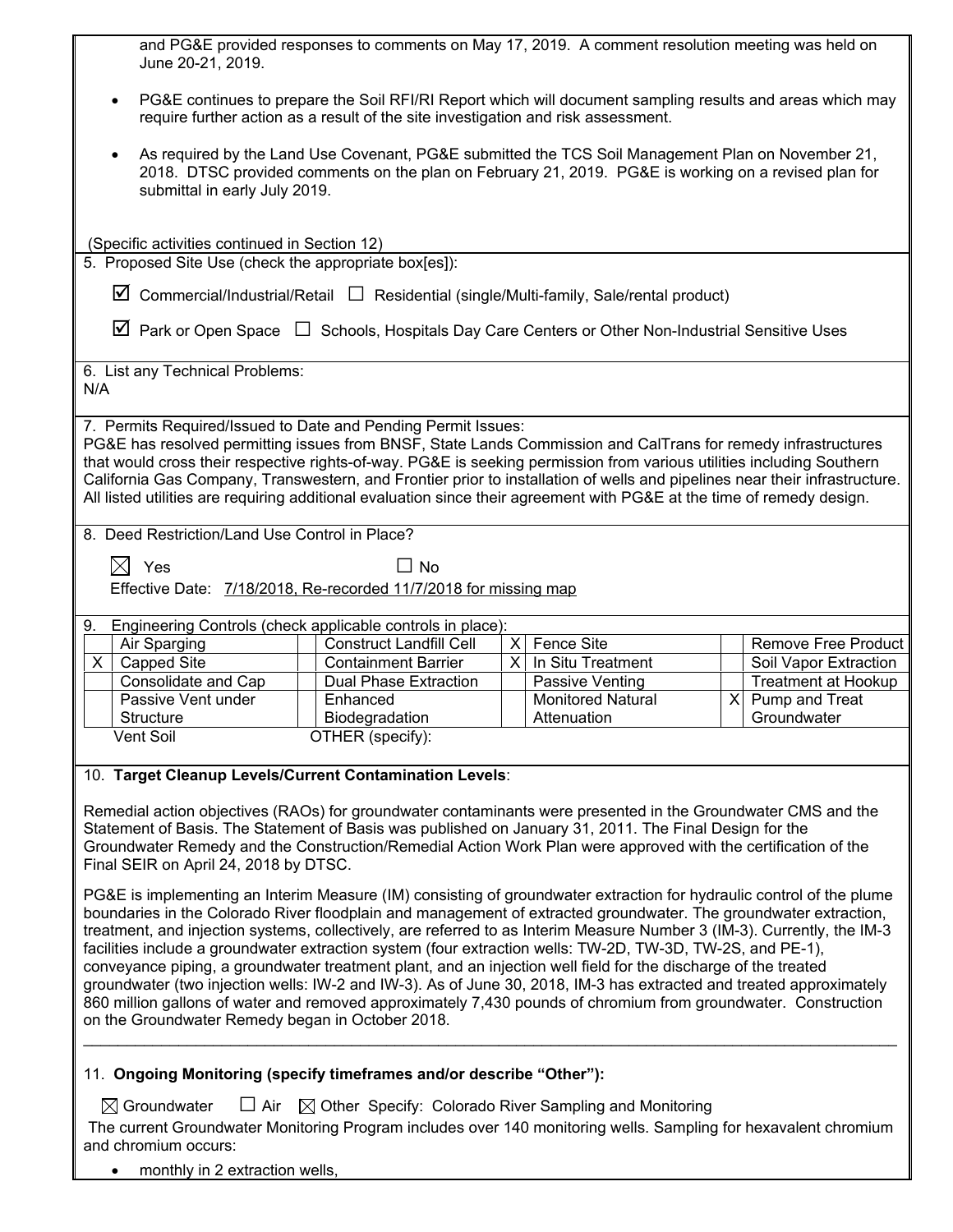and PG&E provided responses to comments on May 17, 2019. A comment resolution meeting was held on June 20-21, 2019.

- PG&E continues to prepare the Soil RFI/RI Report which will document sampling results and areas which may require further action as a result of the site investigation and risk assessment.
- As required by the Land Use Covenant, PG&E submitted the TCS Soil Management Plan on November 21, 2018. DTSC provided comments on the plan on February 21, 2019. PG&E is working on a revised plan for submittal in early July 2019.

(Specific activities continued in Section 12)

5. Proposed Site Use (check the appropriate box[es]):

☑ Commercial/Industrial/Retail ☐ Residential (single/Multi-family, Sale/rental product)

☑ Park or Open Space ☐ Schools, Hospitals Day Care Centers or Other Non-Industrial Sensitive Uses

6. List any Technical Problems:
N/A

7. Permits Required/Issued to Date and Pending Permit Issues:
PG&E has resolved permitting issues from BNSF, State Lands Commission and CalTrans for remedy infrastructures that would cross their respective rights-of-way. PG&E is seeking permission from various utilities including Southern California Gas Company, Transwestern, and Frontier prior to installation of wells and pipelines near their infrastructure. All listed utilities are requiring additional evaluation since their agreement with PG&E at the time of remedy design.

8. Deed Restriction/Land Use Control in Place?

☒ Yes ☐ No

Effective Date: 7/18/2018, Re-recorded 11/7/2018 for missing map

9. Engineering Controls (check applicable controls in place):

| | | | | | | | |
|---|---|---|---|---|---|---|---|
| | Air Sparging | | Construct Landfill Cell | X | Fence Site | | Remove Free Product |
| X | Capped Site | | Containment Barrier | X | In Situ Treatment | | Soil Vapor Extraction |
| | Consolidate and Cap | | Dual Phase Extraction | | Passive Venting | | Treatment at Hookup |
| | Passive Vent under Structure | | Enhanced Biodegradation | | Monitored Natural Attenuation | X | Pump and Treat Groundwater |
| | Vent Soil | | OTHER (specify): | | | | |

10. **Target Cleanup Levels/Current Contamination Levels**:

Remedial action objectives (RAOs) for groundwater contaminants were presented in the Groundwater CMS and the Statement of Basis. The Statement of Basis was published on January 31, 2011. The Final Design for the Groundwater Remedy and the Construction/Remedial Action Work Plan were approved with the certification of the Final SEIR on April 24, 2018 by DTSC.

PG&E is implementing an Interim Measure (IM) consisting of groundwater extraction for hydraulic control of the plume boundaries in the Colorado River floodplain and management of extracted groundwater. The groundwater extraction, treatment, and injection systems, collectively, are referred to as Interim Measure Number 3 (IM-3). Currently, the IM-3 facilities include a groundwater extraction system (four extraction wells: TW-2D, TW-3D, TW-2S, and PE-1), conveyance piping, a groundwater treatment plant, and an injection well field for the discharge of the treated groundwater (two injection wells: IW-2 and IW-3). As of June 30, 2018, IM-3 has extracted and treated approximately 860 million gallons of water and removed approximately 7,430 pounds of chromium from groundwater. Construction on the Groundwater Remedy began in October 2018.

11. **Ongoing Monitoring (specify timeframes and/or describe "Other"):**

☒ Groundwater ☐ Air ☒ Other Specify: Colorado River Sampling and Monitoring

The current Groundwater Monitoring Program includes over 140 monitoring wells. Sampling for hexavalent chromium and chromium occurs:

- monthly in 2 extraction wells,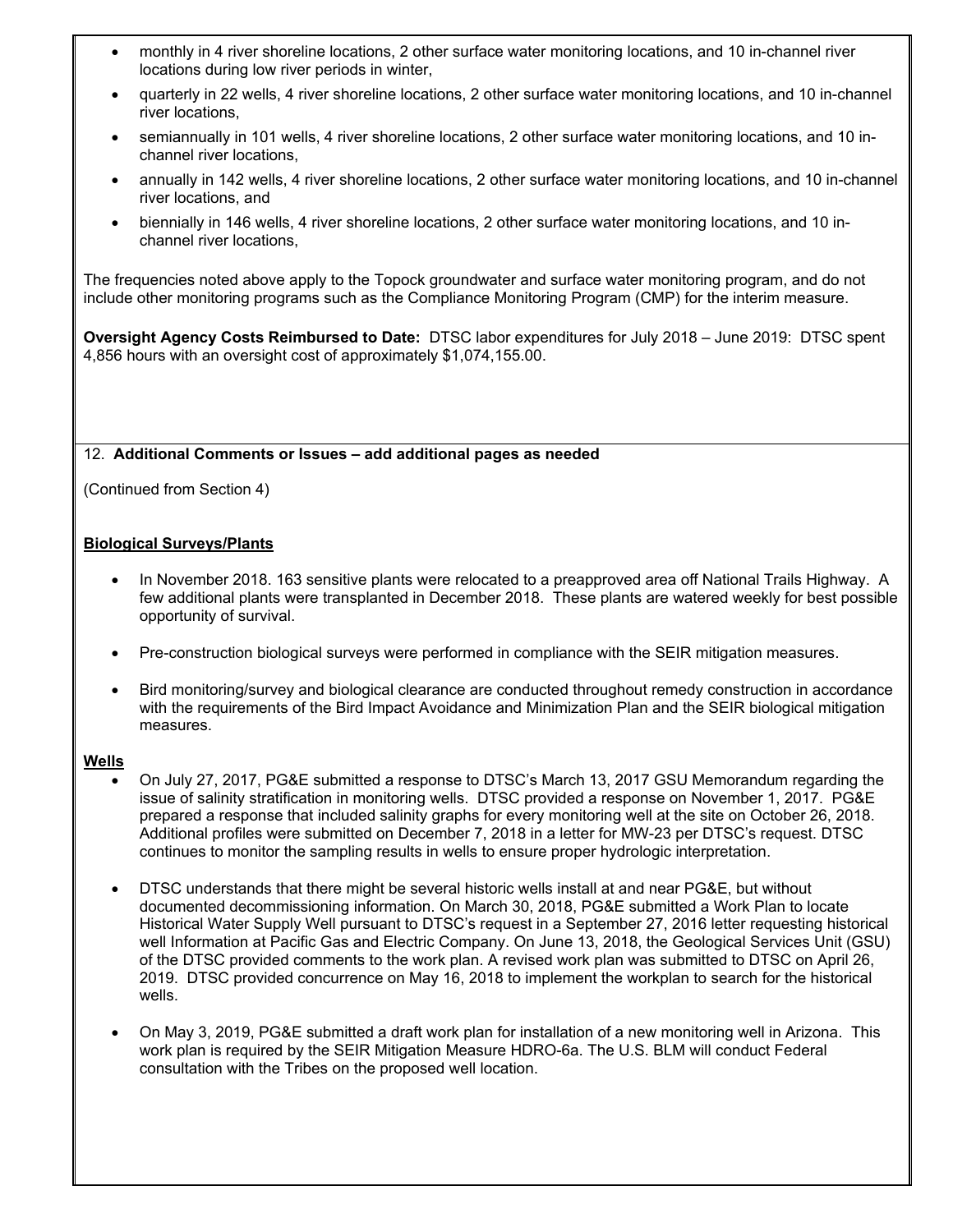- monthly in 4 river shoreline locations, 2 other surface water monitoring locations, and 10 in-channel river locations during low river periods in winter,
- quarterly in 22 wells, 4 river shoreline locations, 2 other surface water monitoring locations, and 10 in-channel river locations,
- semiannually in 101 wells, 4 river shoreline locations, 2 other surface water monitoring locations, and 10 in-channel river locations,
- annually in 142 wells, 4 river shoreline locations, 2 other surface water monitoring locations, and 10 in-channel river locations, and
- biennially in 146 wells, 4 river shoreline locations, 2 other surface water monitoring locations, and 10 in-channel river locations,

The frequencies noted above apply to the Topock groundwater and surface water monitoring program, and do not include other monitoring programs such as the Compliance Monitoring Program (CMP) for the interim measure.

**Oversight Agency Costs Reimbursed to Date:** DTSC labor expenditures for July 2018 – June 2019: DTSC spent 4,856 hours with an oversight cost of approximately $1,074,155.00.

12. **Additional Comments or Issues – add additional pages as needed**

(Continued from Section 4)

**Biological Surveys/Plants**

- In November 2018. 163 sensitive plants were relocated to a preapproved area off National Trails Highway. A few additional plants were transplanted in December 2018. These plants are watered weekly for best possible opportunity of survival.
- Pre-construction biological surveys were performed in compliance with the SEIR mitigation measures.
- Bird monitoring/survey and biological clearance are conducted throughout remedy construction in accordance with the requirements of the Bird Impact Avoidance and Minimization Plan and the SEIR biological mitigation measures.

**Wells**

- On July 27, 2017, PG&E submitted a response to DTSC's March 13, 2017 GSU Memorandum regarding the issue of salinity stratification in monitoring wells. DTSC provided a response on November 1, 2017. PG&E prepared a response that included salinity graphs for every monitoring well at the site on October 26, 2018. Additional profiles were submitted on December 7, 2018 in a letter for MW-23 per DTSC's request. DTSC continues to monitor the sampling results in wells to ensure proper hydrologic interpretation.
- DTSC understands that there might be several historic wells install at and near PG&E, but without documented decommissioning information. On March 30, 2018, PG&E submitted a Work Plan to locate Historical Water Supply Well pursuant to DTSC's request in a September 27, 2016 letter requesting historical well Information at Pacific Gas and Electric Company. On June 13, 2018, the Geological Services Unit (GSU) of the DTSC provided comments to the work plan. A revised work plan was submitted to DTSC on April 26, 2019. DTSC provided concurrence on May 16, 2018 to implement the workplan to search for the historical wells.
- On May 3, 2019, PG&E submitted a draft work plan for installation of a new monitoring well in Arizona. This work plan is required by the SEIR Mitigation Measure HDRO-6a. The U.S. BLM will conduct Federal consultation with the Tribes on the proposed well location.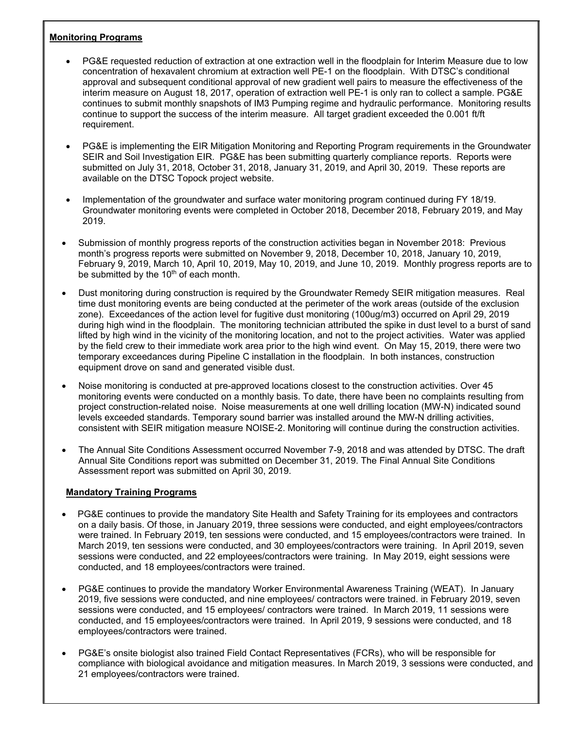**Monitoring Programs**

- PG&E requested reduction of extraction at one extraction well in the floodplain for Interim Measure due to low concentration of hexavalent chromium at extraction well PE-1 on the floodplain. With DTSC's conditional approval and subsequent conditional approval of new gradient well pairs to measure the effectiveness of the interim measure on August 18, 2017, operation of extraction well PE-1 is only ran to collect a sample. PG&E continues to submit monthly snapshots of IM3 Pumping regime and hydraulic performance. Monitoring results continue to support the success of the interim measure. All target gradient exceeded the 0.001 ft/ft requirement.

- PG&E is implementing the EIR Mitigation Monitoring and Reporting Program requirements in the Groundwater SEIR and Soil Investigation EIR. PG&E has been submitting quarterly compliance reports. Reports were submitted on July 31, 2018, October 31, 2018, January 31, 2019, and April 30, 2019. These reports are available on the DTSC Topock project website.

- Implementation of the groundwater and surface water monitoring program continued during FY 18/19. Groundwater monitoring events were completed in October 2018, December 2018, February 2019, and May 2019.

- Submission of monthly progress reports of the construction activities began in November 2018: Previous month's progress reports were submitted on November 9, 2018, December 10, 2018, January 10, 2019, February 9, 2019, March 10, April 10, 2019, May 10, 2019, and June 10, 2019. Monthly progress reports are to be submitted by the 10th of each month.

- Dust monitoring during construction is required by the Groundwater Remedy SEIR mitigation measures. Real time dust monitoring events are being conducted at the perimeter of the work areas (outside of the exclusion zone). Exceedances of the action level for fugitive dust monitoring (100ug/m3) occurred on April 29, 2019 during high wind in the floodplain. The monitoring technician attributed the spike in dust level to a burst of sand lifted by high wind in the vicinity of the monitoring location, and not to the project activities. Water was applied by the field crew to their immediate work area prior to the high wind event. On May 15, 2019, there were two temporary exceedances during Pipeline C installation in the floodplain. In both instances, construction equipment drove on sand and generated visible dust.

- Noise monitoring is conducted at pre-approved locations closest to the construction activities. Over 45 monitoring events were conducted on a monthly basis. To date, there have been no complaints resulting from project construction-related noise. Noise measurements at one well drilling location (MW-N) indicated sound levels exceeded standards. Temporary sound barrier was installed around the MW-N drilling activities, consistent with SEIR mitigation measure NOISE-2. Monitoring will continue during the construction activities.

- The Annual Site Conditions Assessment occurred November 7-9, 2018 and was attended by DTSC. The draft Annual Site Conditions report was submitted on December 31, 2019. The Final Annual Site Conditions Assessment report was submitted on April 30, 2019.

**Mandatory Training Programs**

- PG&E continues to provide the mandatory Site Health and Safety Training for its employees and contractors on a daily basis. Of those, in January 2019, three sessions were conducted, and eight employees/contractors were trained. In February 2019, ten sessions were conducted, and 15 employees/contractors were trained. In March 2019, ten sessions were conducted, and 30 employees/contractors were training. In April 2019, seven sessions were conducted, and 22 employees/contractors were training. In May 2019, eight sessions were conducted, and 18 employees/contractors were trained.

- PG&E continues to provide the mandatory Worker Environmental Awareness Training (WEAT). In January 2019, five sessions were conducted, and nine employees/ contractors were trained. in February 2019, seven sessions were conducted, and 15 employees/ contractors were trained. In March 2019, 11 sessions were conducted, and 15 employees/contractors were trained. In April 2019, 9 sessions were conducted, and 18 employees/contractors were trained.

- PG&E's onsite biologist also trained Field Contact Representatives (FCRs), who will be responsible for compliance with biological avoidance and mitigation measures. In March 2019, 3 sessions were conducted, and 21 employees/contractors were trained.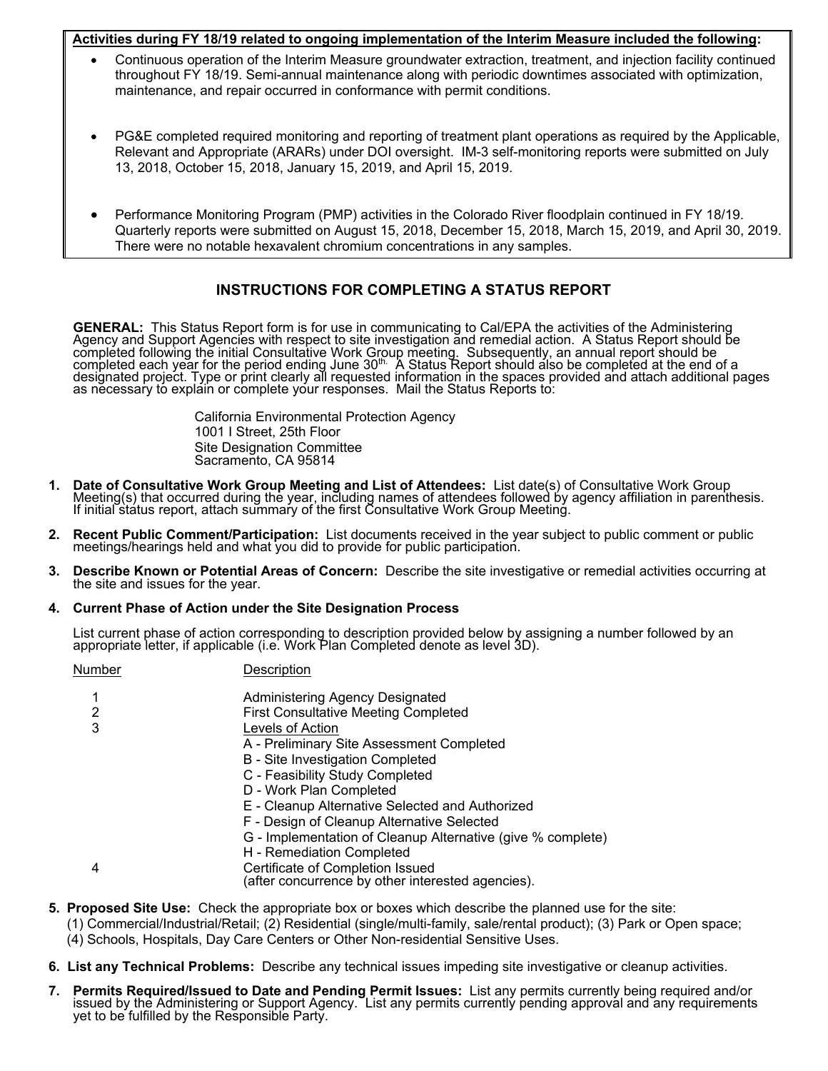**Activities during FY 18/19 related to ongoing implementation of the Interim Measure included the following:**

- Continuous operation of the Interim Measure groundwater extraction, treatment, and injection facility continued throughout FY 18/19. Semi-annual maintenance along with periodic downtimes associated with optimization, maintenance, and repair occurred in conformance with permit conditions.

- PG&E completed required monitoring and reporting of treatment plant operations as required by the Applicable, Relevant and Appropriate (ARARs) under DOI oversight. IM-3 self-monitoring reports were submitted on July 13, 2018, October 15, 2018, January 15, 2019, and April 15, 2019.

- Performance Monitoring Program (PMP) activities in the Colorado River floodplain continued in FY 18/19. Quarterly reports were submitted on August 15, 2018, December 15, 2018, March 15, 2019, and April 30, 2019. There were no notable hexavalent chromium concentrations in any samples.

## INSTRUCTIONS FOR COMPLETING A STATUS REPORT

**GENERAL:** This Status Report form is for use in communicating to Cal/EPA the activities of the Administering Agency and Support Agencies with respect to site investigation and remedial action. A Status Report should be completed following the initial Consultative Work Group meeting. Subsequently, an annual report should be completed each year for the period ending June 30th. A Status Report should also be completed at the end of a designated project. Type or print clearly all requested information in the spaces provided and attach additional pages as necessary to explain or complete your responses. Mail the Status Reports to:

California Environmental Protection Agency
1001 I Street, 25th Floor
Site Designation Committee
Sacramento, CA 95814

1. **Date of Consultative Work Group Meeting and List of Attendees:** List date(s) of Consultative Work Group Meeting(s) that occurred during the year, including names of attendees followed by agency affiliation in parenthesis. If initial status report, attach summary of the first Consultative Work Group Meeting.

2. **Recent Public Comment/Participation:** List documents received in the year subject to public comment or public meetings/hearings held and what you did to provide for public participation.

3. **Describe Known or Potential Areas of Concern:** Describe the site investigative or remedial activities occurring at the site and issues for the year.

4. **Current Phase of Action under the Site Designation Process**

   List current phase of action corresponding to description provided below by assigning a number followed by an appropriate letter, if applicable (i.e. Work Plan Completed denote as level 3D).

   | Number | Description |
   |---|---|
   | 1 | Administering Agency Designated |
   | 2 | First Consultative Meeting Completed |
   | 3 | Levels of Action<br>A - Preliminary Site Assessment Completed<br>B - Site Investigation Completed<br>C - Feasibility Study Completed<br>D - Work Plan Completed<br>E - Cleanup Alternative Selected and Authorized<br>F - Design of Cleanup Alternative Selected<br>G - Implementation of Cleanup Alternative (give % complete)<br>H - Remediation Completed |
   | 4 | Certificate of Completion Issued<br>(after concurrence by other interested agencies). |

5. **Proposed Site Use:** Check the appropriate box or boxes which describe the planned use for the site:
   (1) Commercial/Industrial/Retail; (2) Residential (single/multi-family, sale/rental product); (3) Park or Open space; (4) Schools, Hospitals, Day Care Centers or Other Non-residential Sensitive Uses.

6. **List any Technical Problems:** Describe any technical issues impeding site investigative or cleanup activities.

7. **Permits Required/Issued to Date and Pending Permit Issues:** List any permits currently being required and/or issued by the Administering or Support Agency. List any permits currently pending approval and any requirements yet to be fulfilled by the Responsible Party.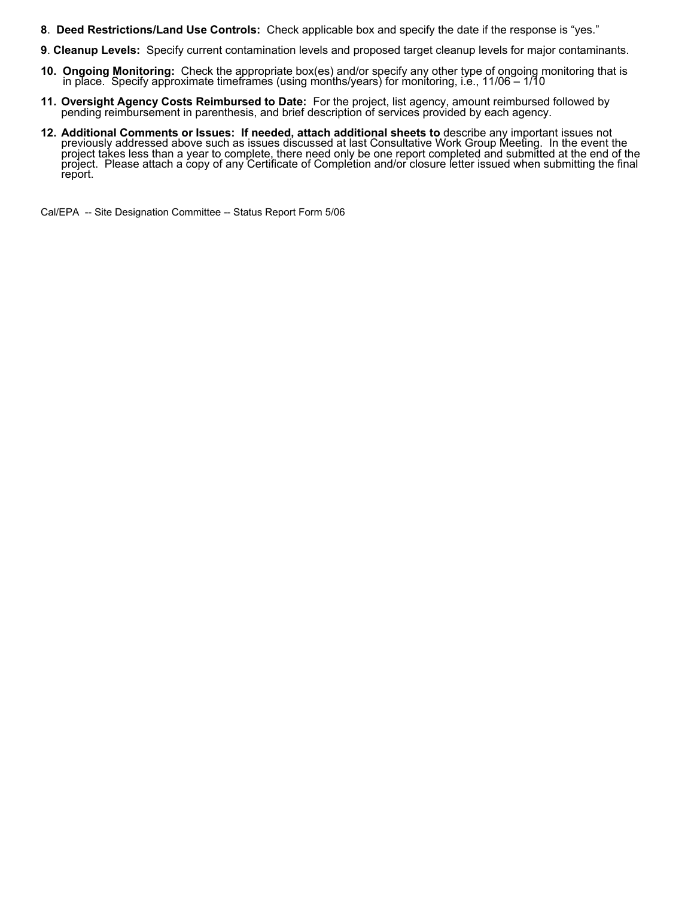8. **Deed Restrictions/Land Use Controls:** Check applicable box and specify the date if the response is "yes."

9. **Cleanup Levels:** Specify current contamination levels and proposed target cleanup levels for major contaminants.

10. **Ongoing Monitoring:** Check the appropriate box(es) and/or specify any other type of ongoing monitoring that is in place. Specify approximate timeframes (using months/years) for monitoring, i.e., 11/06 – 1/10

11. **Oversight Agency Costs Reimbursed to Date:** For the project, list agency, amount reimbursed followed by pending reimbursement in parenthesis, and brief description of services provided by each agency.

12. **Additional Comments or Issues: If needed, attach additional sheets to** describe any important issues not previously addressed above such as issues discussed at last Consultative Work Group Meeting. In the event the project takes less than a year to complete, there need only be one report completed and submitted at the end of the project. Please attach a copy of any Certificate of Completion and/or closure letter issued when submitting the final report.

Cal/EPA -- Site Designation Committee -- Status Report Form 5/06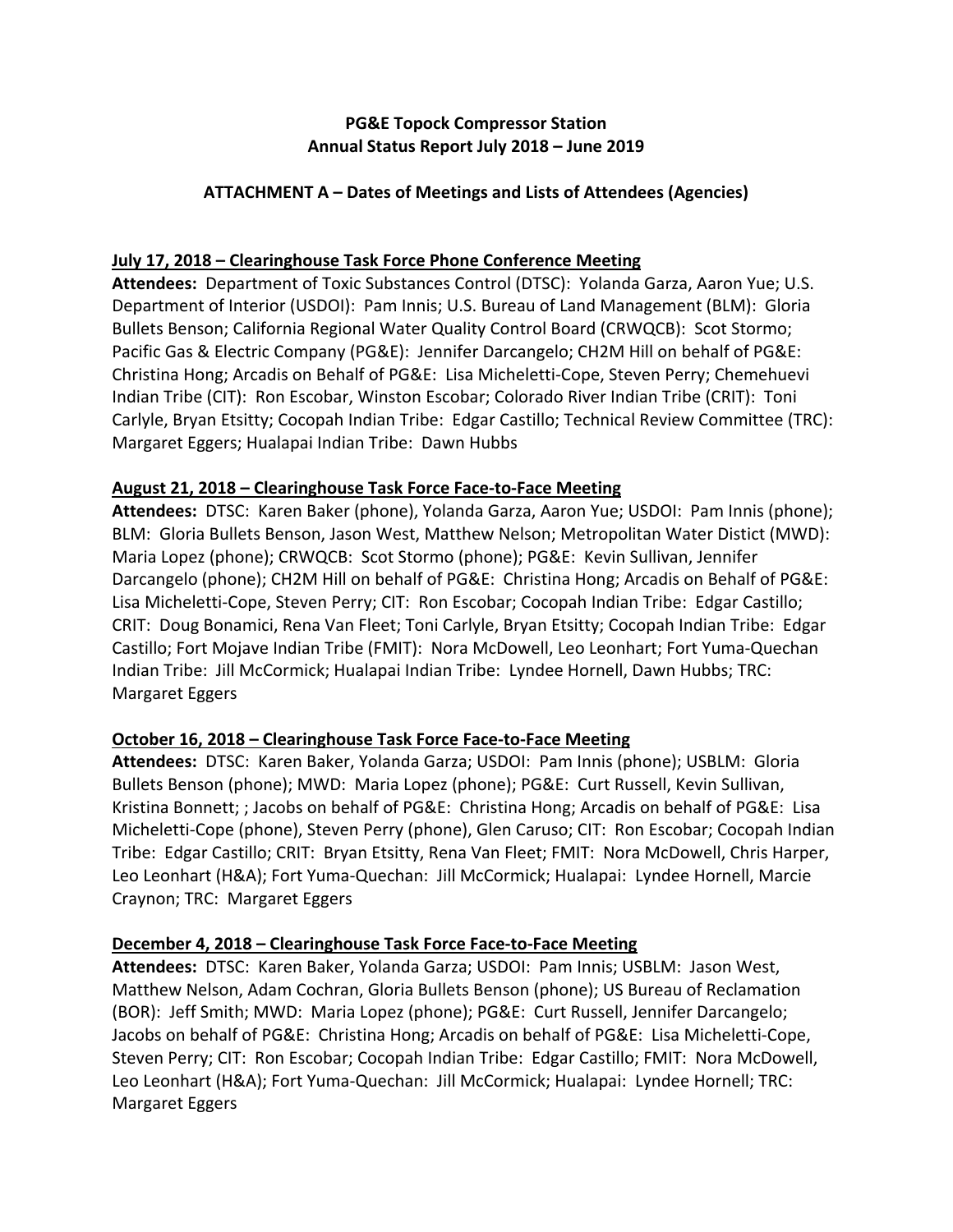**PG&E Topock Compressor Station**
**Annual Status Report July 2018 – June 2019**

**ATTACHMENT A – Dates of Meetings and Lists of Attendees (Agencies)**

**July 17, 2018 – Clearinghouse Task Force Phone Conference Meeting**

**Attendees:** Department of Toxic Substances Control (DTSC): Yolanda Garza, Aaron Yue; U.S. Department of Interior (USDOI): Pam Innis; U.S. Bureau of Land Management (BLM): Gloria Bullets Benson; California Regional Water Quality Control Board (CRWQCB): Scot Stormo; Pacific Gas & Electric Company (PG&E): Jennifer Darcangelo; CH2M Hill on behalf of PG&E: Christina Hong; Arcadis on Behalf of PG&E: Lisa Micheletti-Cope, Steven Perry; Chemehuevi Indian Tribe (CIT): Ron Escobar, Winston Escobar; Colorado River Indian Tribe (CRIT): Toni Carlyle, Bryan Etsitty; Cocopah Indian Tribe: Edgar Castillo; Technical Review Committee (TRC): Margaret Eggers; Hualapai Indian Tribe: Dawn Hubbs

**August 21, 2018 – Clearinghouse Task Force Face-to-Face Meeting**

**Attendees:** DTSC: Karen Baker (phone), Yolanda Garza, Aaron Yue; USDOI: Pam Innis (phone); BLM: Gloria Bullets Benson, Jason West, Matthew Nelson; Metropolitan Water Distict (MWD): Maria Lopez (phone); CRWQCB: Scot Stormo (phone); PG&E: Kevin Sullivan, Jennifer Darcangelo (phone); CH2M Hill on behalf of PG&E: Christina Hong; Arcadis on Behalf of PG&E: Lisa Micheletti-Cope, Steven Perry; CIT: Ron Escobar; Cocopah Indian Tribe: Edgar Castillo; CRIT: Doug Bonamici, Rena Van Fleet; Toni Carlyle, Bryan Etsitty; Cocopah Indian Tribe: Edgar Castillo; Fort Mojave Indian Tribe (FMIT): Nora McDowell, Leo Leonhart; Fort Yuma-Quechan Indian Tribe: Jill McCormick; Hualapai Indian Tribe: Lyndee Hornell, Dawn Hubbs; TRC: Margaret Eggers

**October 16, 2018 – Clearinghouse Task Force Face-to-Face Meeting**

**Attendees:** DTSC: Karen Baker, Yolanda Garza; USDOI: Pam Innis (phone); USBLM: Gloria Bullets Benson (phone); MWD: Maria Lopez (phone); PG&E: Curt Russell, Kevin Sullivan, Kristina Bonnett; ; Jacobs on behalf of PG&E: Christina Hong; Arcadis on behalf of PG&E: Lisa Micheletti-Cope (phone), Steven Perry (phone), Glen Caruso; CIT: Ron Escobar; Cocopah Indian Tribe: Edgar Castillo; CRIT: Bryan Etsitty, Rena Van Fleet; FMIT: Nora McDowell, Chris Harper, Leo Leonhart (H&A); Fort Yuma-Quechan: Jill McCormick; Hualapai: Lyndee Hornell, Marcie Craynon; TRC: Margaret Eggers

**December 4, 2018 – Clearinghouse Task Force Face-to-Face Meeting**

**Attendees:** DTSC: Karen Baker, Yolanda Garza; USDOI: Pam Innis; USBLM: Jason West, Matthew Nelson, Adam Cochran, Gloria Bullets Benson (phone); US Bureau of Reclamation (BOR): Jeff Smith; MWD: Maria Lopez (phone); PG&E: Curt Russell, Jennifer Darcangelo; Jacobs on behalf of PG&E: Christina Hong; Arcadis on behalf of PG&E: Lisa Micheletti-Cope, Steven Perry; CIT: Ron Escobar; Cocopah Indian Tribe: Edgar Castillo; FMIT: Nora McDowell, Leo Leonhart (H&A); Fort Yuma-Quechan: Jill McCormick; Hualapai: Lyndee Hornell; TRC: Margaret Eggers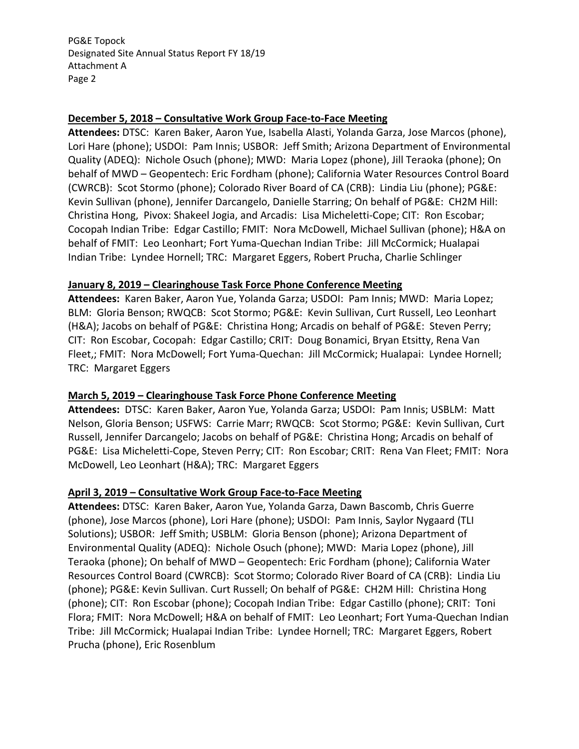**December 5, 2018 – Consultative Work Group Face-to-Face Meeting**

**Attendees:** DTSC: Karen Baker, Aaron Yue, Isabella Alasti, Yolanda Garza, Jose Marcos (phone), Lori Hare (phone); USDOI: Pam Innis; USBOR: Jeff Smith; Arizona Department of Environmental Quality (ADEQ): Nichole Osuch (phone); MWD: Maria Lopez (phone), Jill Teraoka (phone); On behalf of MWD – Geopentech: Eric Fordham (phone); California Water Resources Control Board (CWRCB): Scot Stormo (phone); Colorado River Board of CA (CRB): Lindia Liu (phone); PG&E: Kevin Sullivan (phone), Jennifer Darcangelo, Danielle Starring; On behalf of PG&E: CH2M Hill: Christina Hong, Pivox: Shakeel Jogia, and Arcadis: Lisa Micheletti-Cope; CIT: Ron Escobar; Cocopah Indian Tribe: Edgar Castillo; FMIT: Nora McDowell, Michael Sullivan (phone); H&A on behalf of FMIT: Leo Leonhart; Fort Yuma-Quechan Indian Tribe: Jill McCormick; Hualapai Indian Tribe: Lyndee Hornell; TRC: Margaret Eggers, Robert Prucha, Charlie Schlinger

**January 8, 2019 – Clearinghouse Task Force Phone Conference Meeting**

**Attendees:** Karen Baker, Aaron Yue, Yolanda Garza; USDOI: Pam Innis; MWD: Maria Lopez; BLM: Gloria Benson; RWQCB: Scot Stormo; PG&E: Kevin Sullivan, Curt Russell, Leo Leonhart (H&A); Jacobs on behalf of PG&E: Christina Hong; Arcadis on behalf of PG&E: Steven Perry; CIT: Ron Escobar, Cocopah: Edgar Castillo; CRIT: Doug Bonamici, Bryan Etsitty, Rena Van Fleet,; FMIT: Nora McDowell; Fort Yuma-Quechan: Jill McCormick; Hualapai: Lyndee Hornell; TRC: Margaret Eggers

**March 5, 2019 – Clearinghouse Task Force Phone Conference Meeting**

**Attendees:** DTSC: Karen Baker, Aaron Yue, Yolanda Garza; USDOI: Pam Innis; USBLM: Matt Nelson, Gloria Benson; USFWS: Carrie Marr; RWQCB: Scot Stormo; PG&E: Kevin Sullivan, Curt Russell, Jennifer Darcangelo; Jacobs on behalf of PG&E: Christina Hong; Arcadis on behalf of PG&E: Lisa Micheletti-Cope, Steven Perry; CIT: Ron Escobar; CRIT: Rena Van Fleet; FMIT: Nora McDowell, Leo Leonhart (H&A); TRC: Margaret Eggers

**April 3, 2019 – Consultative Work Group Face-to-Face Meeting**

**Attendees:** DTSC: Karen Baker, Aaron Yue, Yolanda Garza, Dawn Bascomb, Chris Guerre (phone), Jose Marcos (phone), Lori Hare (phone); USDOI: Pam Innis, Saylor Nygaard (TLI Solutions); USBOR: Jeff Smith; USBLM: Gloria Benson (phone); Arizona Department of Environmental Quality (ADEQ): Nichole Osuch (phone); MWD: Maria Lopez (phone), Jill Teraoka (phone); On behalf of MWD – Geopentech: Eric Fordham (phone); California Water Resources Control Board (CWRCB): Scot Stormo; Colorado River Board of CA (CRB): Lindia Liu (phone); PG&E: Kevin Sullivan. Curt Russell; On behalf of PG&E: CH2M Hill: Christina Hong (phone); CIT: Ron Escobar (phone); Cocopah Indian Tribe: Edgar Castillo (phone); CRIT: Toni Flora; FMIT: Nora McDowell; H&A on behalf of FMIT: Leo Leonhart; Fort Yuma-Quechan Indian Tribe: Jill McCormick; Hualapai Indian Tribe: Lyndee Hornell; TRC: Margaret Eggers, Robert Prucha (phone), Eric Rosenblum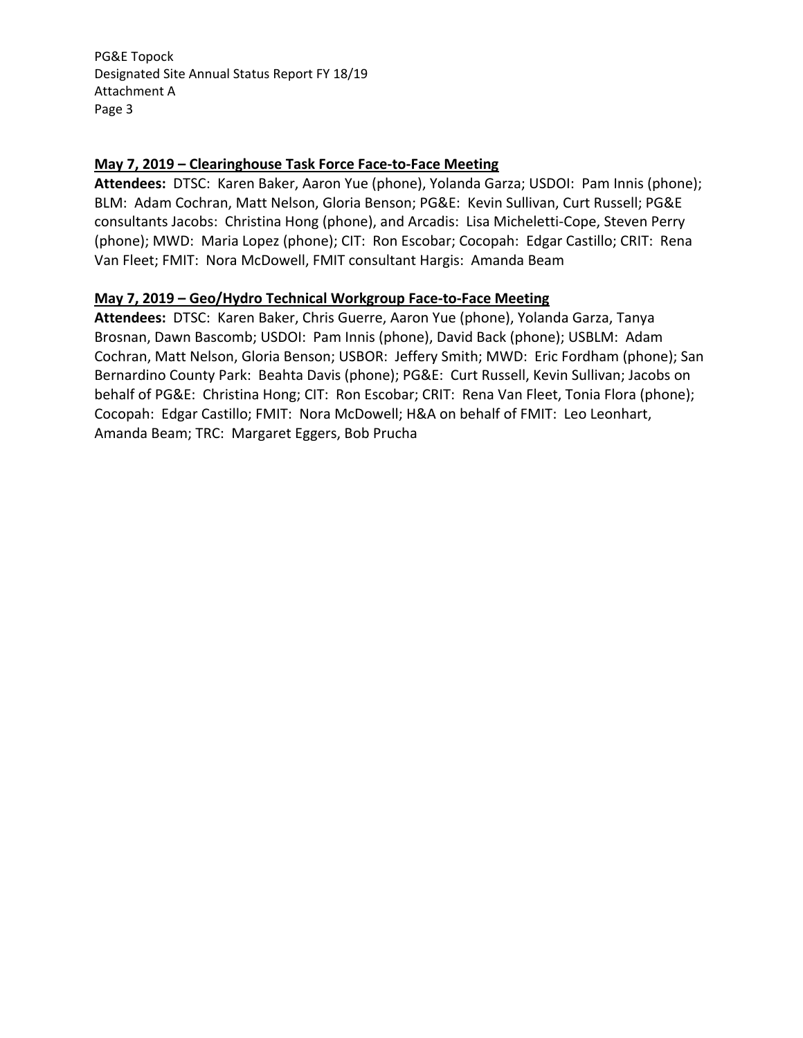**May 7, 2019 – Clearinghouse Task Force Face-to-Face Meeting**

**Attendees:** DTSC: Karen Baker, Aaron Yue (phone), Yolanda Garza; USDOI: Pam Innis (phone); BLM: Adam Cochran, Matt Nelson, Gloria Benson; PG&E: Kevin Sullivan, Curt Russell; PG&E consultants Jacobs: Christina Hong (phone), and Arcadis: Lisa Micheletti-Cope, Steven Perry (phone); MWD: Maria Lopez (phone); CIT: Ron Escobar; Cocopah: Edgar Castillo; CRIT: Rena Van Fleet; FMIT: Nora McDowell, FMIT consultant Hargis: Amanda Beam

**May 7, 2019 – Geo/Hydro Technical Workgroup Face-to-Face Meeting**

**Attendees:** DTSC: Karen Baker, Chris Guerre, Aaron Yue (phone), Yolanda Garza, Tanya Brosnan, Dawn Bascomb; USDOI: Pam Innis (phone), David Back (phone); USBLM: Adam Cochran, Matt Nelson, Gloria Benson; USBOR: Jeffery Smith; MWD: Eric Fordham (phone); San Bernardino County Park: Beahta Davis (phone); PG&E: Curt Russell, Kevin Sullivan; Jacobs on behalf of PG&E: Christina Hong; CIT: Ron Escobar; CRIT: Rena Van Fleet, Tonia Flora (phone); Cocopah: Edgar Castillo; FMIT: Nora McDowell; H&A on behalf of FMIT: Leo Leonhart, Amanda Beam; TRC: Margaret Eggers, Bob Prucha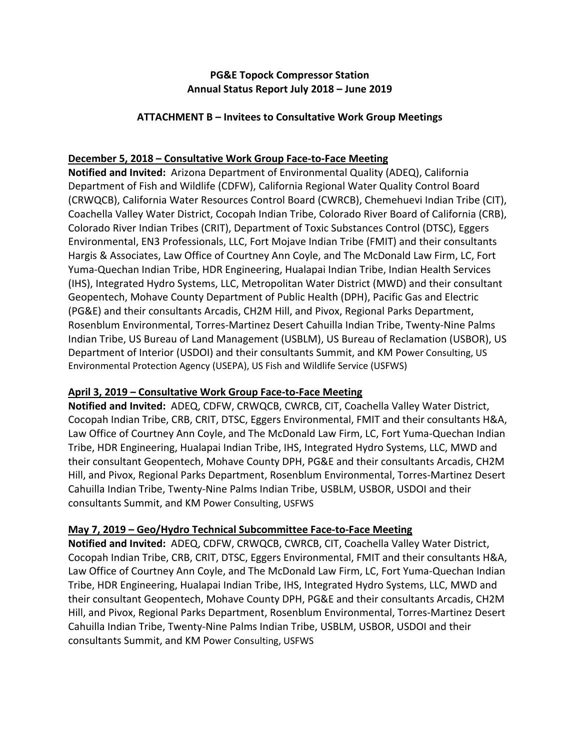**PG&E Topock Compressor Station**
**Annual Status Report July 2018 – June 2019**

**ATTACHMENT B – Invitees to Consultative Work Group Meetings**

**December 5, 2018 – Consultative Work Group Face-to-Face Meeting**

**Notified and Invited:** Arizona Department of Environmental Quality (ADEQ), California Department of Fish and Wildlife (CDFW), California Regional Water Quality Control Board (CRWQCB), California Water Resources Control Board (CWRCB), Chemehuevi Indian Tribe (CIT), Coachella Valley Water District, Cocopah Indian Tribe, Colorado River Board of California (CRB), Colorado River Indian Tribes (CRIT), Department of Toxic Substances Control (DTSC), Eggers Environmental, EN3 Professionals, LLC, Fort Mojave Indian Tribe (FMIT) and their consultants Hargis & Associates, Law Office of Courtney Ann Coyle, and The McDonald Law Firm, LC, Fort Yuma-Quechan Indian Tribe, HDR Engineering, Hualapai Indian Tribe, Indian Health Services (IHS), Integrated Hydro Systems, LLC, Metropolitan Water District (MWD) and their consultant Geopentech, Mohave County Department of Public Health (DPH), Pacific Gas and Electric (PG&E) and their consultants Arcadis, CH2M Hill, and Pivox, Regional Parks Department, Rosenblum Environmental, Torres-Martinez Desert Cahuilla Indian Tribe, Twenty-Nine Palms Indian Tribe, US Bureau of Land Management (USBLM), US Bureau of Reclamation (USBOR), US Department of Interior (USDOI) and their consultants Summit, and KM Power Consulting, US Environmental Protection Agency (USEPA), US Fish and Wildlife Service (USFWS)

**April 3, 2019 – Consultative Work Group Face-to-Face Meeting**

**Notified and Invited:** ADEQ, CDFW, CRWQCB, CWRCB, CIT, Coachella Valley Water District, Cocopah Indian Tribe, CRB, CRIT, DTSC, Eggers Environmental, FMIT and their consultants H&A, Law Office of Courtney Ann Coyle, and The McDonald Law Firm, LC, Fort Yuma-Quechan Indian Tribe, HDR Engineering, Hualapai Indian Tribe, IHS, Integrated Hydro Systems, LLC, MWD and their consultant Geopentech, Mohave County DPH, PG&E and their consultants Arcadis, CH2M Hill, and Pivox, Regional Parks Department, Rosenblum Environmental, Torres-Martinez Desert Cahuilla Indian Tribe, Twenty-Nine Palms Indian Tribe, USBLM, USBOR, USDOI and their consultants Summit, and KM Power Consulting, USFWS

**May 7, 2019 – Geo/Hydro Technical Subcommittee Face-to-Face Meeting**

**Notified and Invited:** ADEQ, CDFW, CRWQCB, CWRCB, CIT, Coachella Valley Water District, Cocopah Indian Tribe, CRB, CRIT, DTSC, Eggers Environmental, FMIT and their consultants H&A, Law Office of Courtney Ann Coyle, and The McDonald Law Firm, LC, Fort Yuma-Quechan Indian Tribe, HDR Engineering, Hualapai Indian Tribe, IHS, Integrated Hydro Systems, LLC, MWD and their consultant Geopentech, Mohave County DPH, PG&E and their consultants Arcadis, CH2M Hill, and Pivox, Regional Parks Department, Rosenblum Environmental, Torres-Martinez Desert Cahuilla Indian Tribe, Twenty-Nine Palms Indian Tribe, USBLM, USBOR, USDOI and their consultants Summit, and KM Power Consulting, USFWS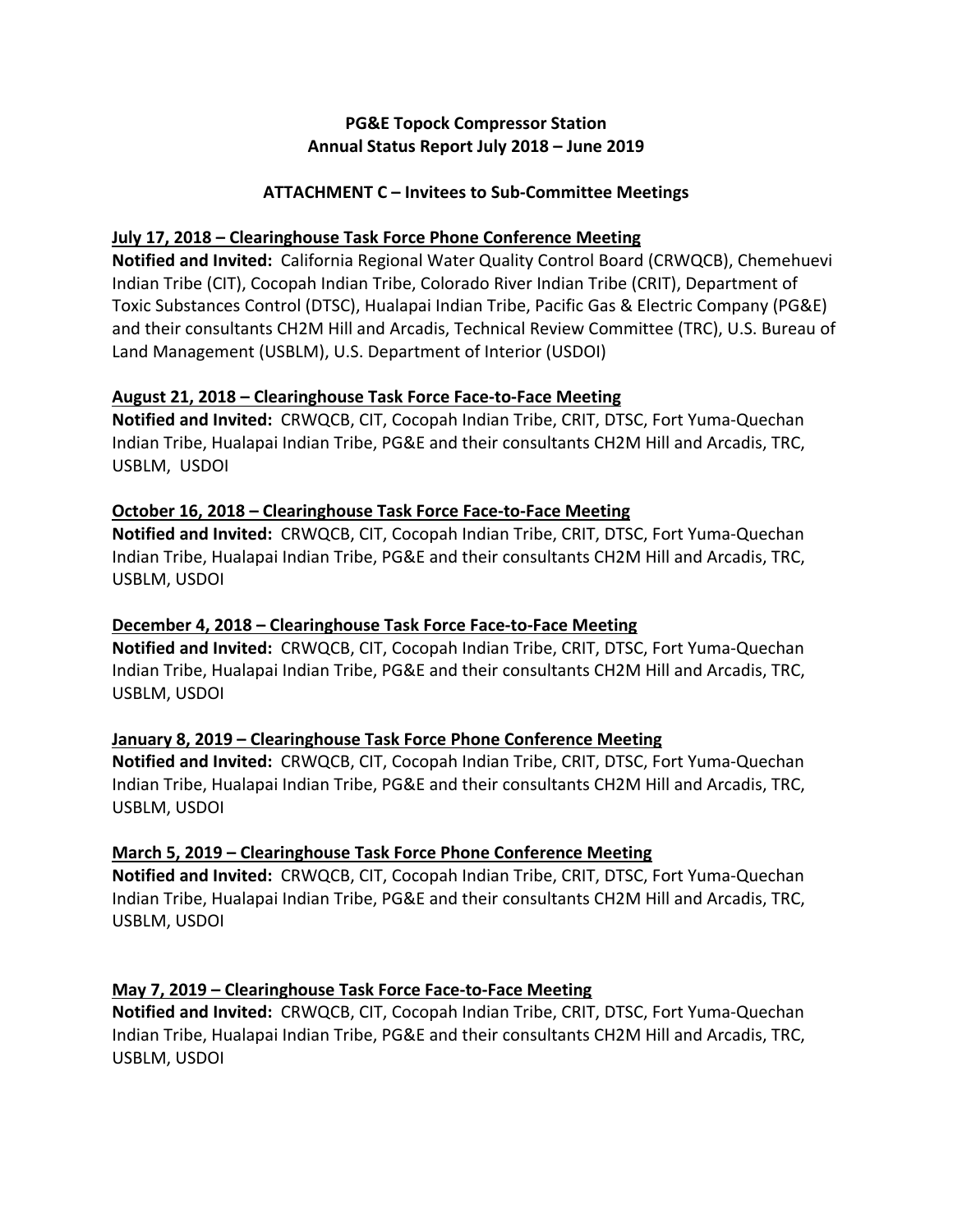**PG&E Topock Compressor Station**
**Annual Status Report July 2018 – June 2019**

**ATTACHMENT C – Invitees to Sub-Committee Meetings**

**July 17, 2018 – Clearinghouse Task Force Phone Conference Meeting**
**Notified and Invited:** California Regional Water Quality Control Board (CRWQCB), Chemehuevi Indian Tribe (CIT), Cocopah Indian Tribe, Colorado River Indian Tribe (CRIT), Department of Toxic Substances Control (DTSC), Hualapai Indian Tribe, Pacific Gas & Electric Company (PG&E) and their consultants CH2M Hill and Arcadis, Technical Review Committee (TRC), U.S. Bureau of Land Management (USBLM), U.S. Department of Interior (USDOI)

**August 21, 2018 – Clearinghouse Task Force Face-to-Face Meeting**
**Notified and Invited:** CRWQCB, CIT, Cocopah Indian Tribe, CRIT, DTSC, Fort Yuma-Quechan Indian Tribe, Hualapai Indian Tribe, PG&E and their consultants CH2M Hill and Arcadis, TRC, USBLM, USDOI

**October 16, 2018 – Clearinghouse Task Force Face-to-Face Meeting**
**Notified and Invited:** CRWQCB, CIT, Cocopah Indian Tribe, CRIT, DTSC, Fort Yuma-Quechan Indian Tribe, Hualapai Indian Tribe, PG&E and their consultants CH2M Hill and Arcadis, TRC, USBLM, USDOI

**December 4, 2018 – Clearinghouse Task Force Face-to-Face Meeting**
**Notified and Invited:** CRWQCB, CIT, Cocopah Indian Tribe, CRIT, DTSC, Fort Yuma-Quechan Indian Tribe, Hualapai Indian Tribe, PG&E and their consultants CH2M Hill and Arcadis, TRC, USBLM, USDOI

**January 8, 2019 – Clearinghouse Task Force Phone Conference Meeting**
**Notified and Invited:** CRWQCB, CIT, Cocopah Indian Tribe, CRIT, DTSC, Fort Yuma-Quechan Indian Tribe, Hualapai Indian Tribe, PG&E and their consultants CH2M Hill and Arcadis, TRC, USBLM, USDOI

**March 5, 2019 – Clearinghouse Task Force Phone Conference Meeting**
**Notified and Invited:** CRWQCB, CIT, Cocopah Indian Tribe, CRIT, DTSC, Fort Yuma-Quechan Indian Tribe, Hualapai Indian Tribe, PG&E and their consultants CH2M Hill and Arcadis, TRC, USBLM, USDOI

**May 7, 2019 – Clearinghouse Task Force Face-to-Face Meeting**
**Notified and Invited:** CRWQCB, CIT, Cocopah Indian Tribe, CRIT, DTSC, Fort Yuma-Quechan Indian Tribe, Hualapai Indian Tribe, PG&E and their consultants CH2M Hill and Arcadis, TRC, USBLM, USDOI